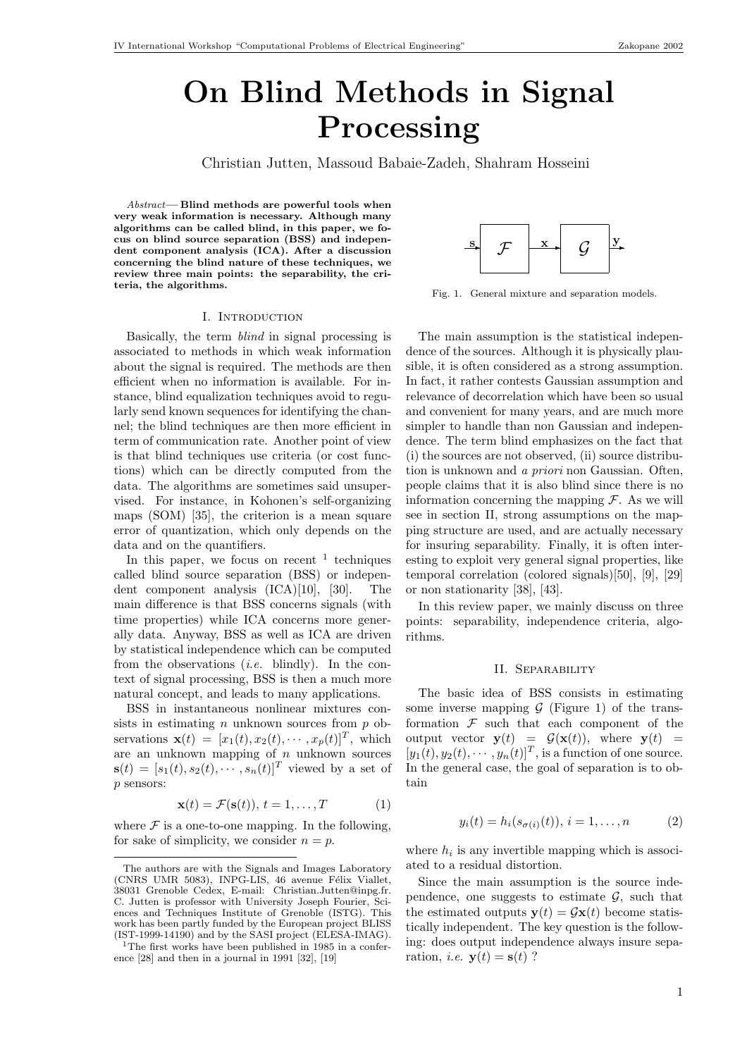# On Blind Methods in Signal Processing

Christian Jutten, Massoud Babaie-Zadeh, Shahram Hosseini

*Abstract*— **Blind methods are powerful tools when very weak information is necessary. Although many algorithms can be called blind, in this paper, we focus on blind source separation (BSS) and independent component analysis (ICA). After a discussion concerning the blind nature of these techniques, we review three main points: the separability, the criteria, the algorithms.**

## I. Introduction

Basically, the term *blind* in signal processing is associated to methods in which weak information about the signal is required. The methods are then efficient when no information is available. For instance, blind equalization techniques avoid to regularly send known sequences for identifying the channel; the blind techniques are then more efficient in term of communication rate. Another point of view is that blind techniques use criteria (or cost functions) which can be directly computed from the data. The algorithms are sometimes said unsupervised. For instance, in Kohonen's self-organizing maps (SOM) [35], the criterion is a mean square error of quantization, which only depends on the data and on the quantifiers.

In this paper, we focus on recent [1] techniques called blind source separation (BSS) or independent component analysis (ICA)[10], [30]. The main difference is that BSS concerns signals (with time properties) while ICA concerns more generally data. Anyway, BSS as well as ICA are driven by statistical independence which can be computed from the observations (*i.e.* blindly). In the context of signal processing, BSS is then a much more natural concept, and leads to many applications.

BSS in instantaneous nonlinear mixtures consists in estimating $n$ unknown sources from $p$ observations $\mathbf{x}(t) = [x_1(t), x_2(t), \cdots, x_p(t)]^T$, which are an unknown mapping of $n$ unknown sources $\mathbf{s}(t) = [s_1(t), s_2(t), \cdots, s_n(t)]^T$ viewed by a set of $p$ sensors:

$$\mathbf{x}(t) = \mathcal{F}(\mathbf{s}(t)),\ t = 1, \dots, T \tag{1}$$

where $\mathcal{F}$ is a one-to-one mapping. In the following, for sake of simplicity, we consider $n = p$.

The authors are with the Signals and Images Laboratory (CNRS UMR 5083), INPG-LIS, 46 avenue Félix Viallet, 38031 Grenoble Cedex, E-mail: Christian.Jutten@inpg.fr. C. Jutten is professor with University Joseph Fourier, Sciences and Techniques Institute of Grenoble (ISTG). This work has been partly funded by the European project BLISS (IST-1999-14190) and by the SASI project (ELESA-IMAG).

[1] The first works have been published in 1985 in a conference [28] and then in a journal in 1991 [32], [19]

Fig. 1. General mixture and separation models.

The main assumption is the statistical independence of the sources. Although it is physically plausible, it is often considered as a strong assumption. In fact, it rather contests Gaussian assumption and relevance of decorrelation which have been so usual and convenient for many years, and are much more simpler to handle than non Gaussian and independence. The term blind emphasizes on the fact that (i) the sources are not observed, (ii) source distribution is unknown and *a priori* non Gaussian. Often, people claims that it is also blind since there is no information concerning the mapping $\mathcal{F}$. As we will see in section II, strong assumptions on the mapping structure are used, and are actually necessary for insuring separability. Finally, it is often interesting to exploit very general signal properties, like temporal correlation (colored signals)[50], [9], [29] or non stationarity [38], [43].

In this review paper, we mainly discuss on three points: separability, independence criteria, algorithms.

## II. Separability

The basic idea of BSS consists in estimating some inverse mapping $\mathcal{G}$ (Figure 1) of the transformation $\mathcal{F}$ such that each component of the output vector $\mathbf{y}(t) = \mathcal{G}(\mathbf{x}(t))$, where $\mathbf{y}(t) = [y_1(t), y_2(t), \cdots, y_n(t)]^T$, is a function of one source. In the general case, the goal of separation is to obtain

$$y_i(t) = h_i(s_{\sigma(i)}(t)),\ i = 1, \dots, n \tag{2}$$

where $h_i$ is any invertible mapping which is associated to a residual distortion.

Since the main assumption is the source independence, one suggests to estimate $\mathcal{G}$, such that the estimated outputs $\mathbf{y}(t) = \mathcal{G}\mathbf{x}(t)$ become statistically independent. The key question is the following: does output independence always insure separation, *i.e.* $\mathbf{y}(t) = \mathbf{s}(t)$ ?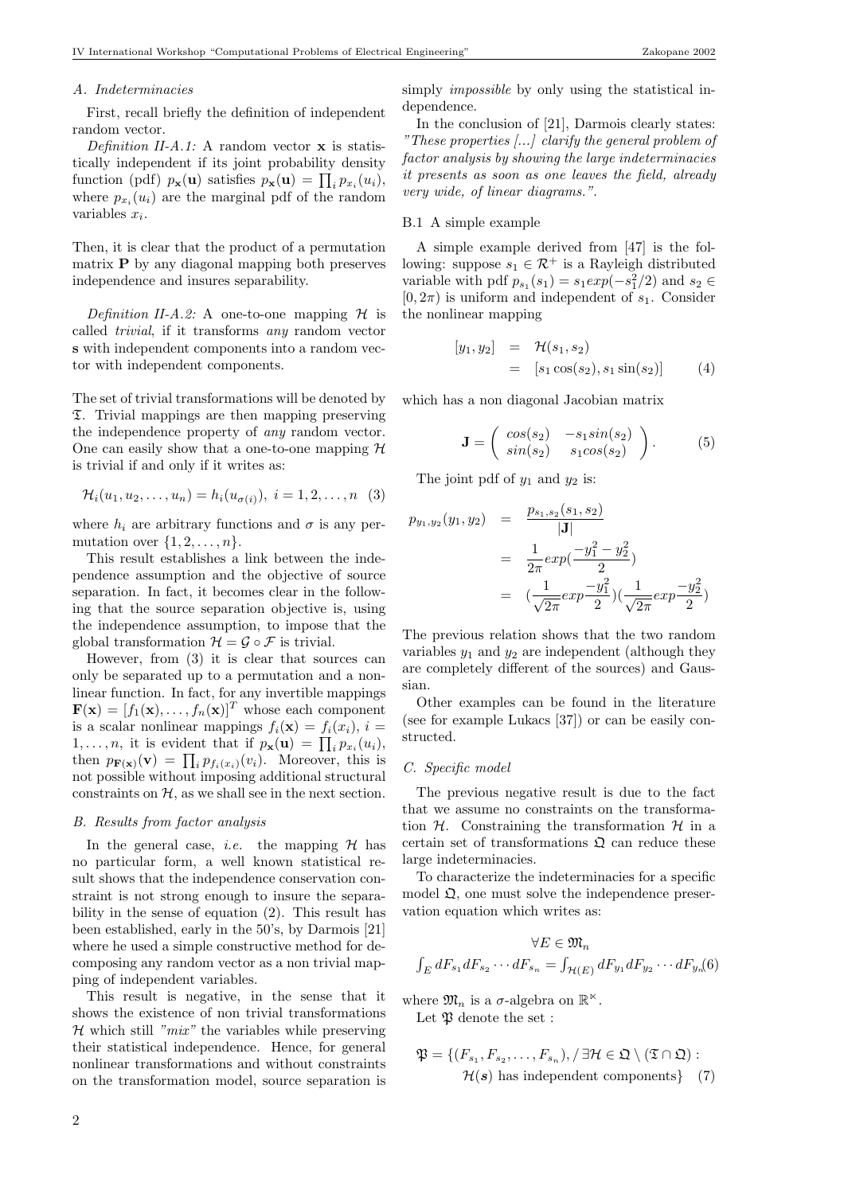### A. Indeterminacies

First, recall briefly the definition of independent random vector.

*Definition II-A.1:* A random vector $\mathbf{x}$ is statistically independent if its joint probability density function (pdf) $p_{\mathbf{x}}(\mathbf{u})$ satisfies $p_{\mathbf{x}}(\mathbf{u}) = \prod_i p_{x_i}(u_i)$, where $p_{x_i}(u_i)$ are the marginal pdf of the random variables $x_i$.

Then, it is clear that the product of a permutation matrix $\mathbf{P}$ by any diagonal mapping both preserves independence and insures separability.

*Definition II-A.2:* A one-to-one mapping $\mathcal{H}$ is called *trivial*, if it transforms *any* random vector $\mathbf{s}$ with independent components into a random vector with independent components.

The set of trivial transformations will be denoted by $\mathfrak{T}$. Trivial mappings are then mapping preserving the independence property of *any* random vector. One can easily show that a one-to-one mapping $\mathcal{H}$ is trivial if and only if it writes as:

$$\mathcal{H}_i(u_1, u_2, \ldots, u_n) = h_i(u_{\sigma(i)}),\ i = 1, 2, \ldots, n \quad (3)$$

where $h_i$ are arbitrary functions and $\sigma$ is any permutation over $\{1, 2, \ldots, n\}$.

This result establishes a link between the independence assumption and the objective of source separation. In fact, it becomes clear in the following that the source separation objective is, using the independence assumption, to impose that the global transformation $\mathcal{H} = \mathcal{G} \circ \mathcal{F}$ is trivial.

However, from (3) it is clear that sources can only be separated up to a permutation and a nonlinear function. In fact, for any invertible mappings $\mathbf{F}(\mathbf{x}) = [f_1(\mathbf{x}), \ldots, f_n(\mathbf{x})]^T$ whose each component is a scalar nonlinear mappings $f_i(\mathbf{x}) = f_i(x_i)$, $i = 1, \ldots, n$, it is evident that if $p_{\mathbf{x}}(\mathbf{u}) = \prod_i p_{x_i}(u_i)$, then $p_{\mathbf{F}(\mathbf{x})}(\mathbf{v}) = \prod_i p_{f_i(x_i)}(v_i)$. Moreover, this is not possible without imposing additional structural constraints on $\mathcal{H}$, as we shall see in the next section.

### B. Results from factor analysis

In the general case, *i.e.* the mapping $\mathcal{H}$ has no particular form, a well known statistical result shows that the independence conservation constraint is not strong enough to insure the separability in the sense of equation (2). This result has been established, early in the 50's, by Darmois [21] where he used a simple constructive method for decomposing any random vector as a non trivial mapping of independent variables.

This result is negative, in the sense that it shows the existence of non trivial transformations $\mathcal{H}$ which still *"mix"* the variables while preserving their statistical independence. Hence, for general nonlinear transformations and without constraints on the transformation model, source separation is simply *impossible* by only using the statistical independence.

In the conclusion of [21], Darmois clearly states: *"These properties [...] clarify the general problem of factor analysis by showing the large indeterminacies it presents as soon as one leaves the field, already very wide, of linear diagrams."*.

#### B.1 A simple example

A simple example derived from [47] is the following: suppose $s_1 \in \mathcal{R}^+$ is a Rayleigh distributed variable with pdf $p_{s_1}(s_1) = s_1 exp(-s_1^2/2)$ and $s_2 \in [0, 2\pi)$ is uniform and independent of $s_1$. Consider the nonlinear mapping

$$\begin{aligned} [y_1, y_2] &= \mathcal{H}(s_1, s_2) \\ &= [s_1 \cos(s_2), s_1 \sin(s_2)] \end{aligned} \quad (4)$$

which has a non diagonal Jacobian matrix

$$\mathbf{J} = \begin{pmatrix} cos(s_2) & -s_1 sin(s_2) \\ sin(s_2) & s_1 cos(s_2) \end{pmatrix}. \quad (5)$$

The joint pdf of $y_1$ and $y_2$ is:

$$\begin{aligned} p_{y_1,y_2}(y_1, y_2) &= \frac{p_{s_1,s_2}(s_1, s_2)}{|\mathbf{J}|} \\ &= \frac{1}{2\pi} exp(\frac{-y_1^2 - y_2^2}{2}) \\ &= (\frac{1}{\sqrt{2\pi}} exp\frac{-y_1^2}{2})(\frac{1}{\sqrt{2\pi}} exp\frac{-y_2^2}{2}) \end{aligned}$$

The previous relation shows that the two random variables $y_1$ and $y_2$ are independent (although they are completely different of the sources) and Gaussian.

Other examples can be found in the literature (see for example Lukacs [37]) or can be easily constructed.

### C. Specific model

The previous negative result is due to the fact that we assume no constraints on the transformation $\mathcal{H}$. Constraining the transformation $\mathcal{H}$ in a certain set of transformations $\mathfrak{Q}$ can reduce these large indeterminacies.

To characterize the indeterminacies for a specific model $\mathfrak{Q}$, one must solve the independence preservation equation which writes as:

$$\forall E \in \mathfrak{M}_n$$
$$\int_E dF_{s_1} dF_{s_2} \cdots dF_{s_n} = \int_{\mathcal{H}(E)} dF_{y_1} dF_{y_2} \cdots dF_{y_n} \quad (6)$$

where $\mathfrak{M}_n$ is a $\sigma$-algebra on $\mathbb{R}^{\varkappa}$.

Let $\mathfrak{P}$ denote the set :

$$\mathfrak{P} = \{(F_{s_1}, F_{s_2}, \ldots, F_{s_n}), / \exists \mathcal{H} \in \mathfrak{Q} \setminus (\mathfrak{T} \cap \mathfrak{Q}) : \mathcal{H}(\boldsymbol{s}) \text{ has independent components}\} \quad (7)$$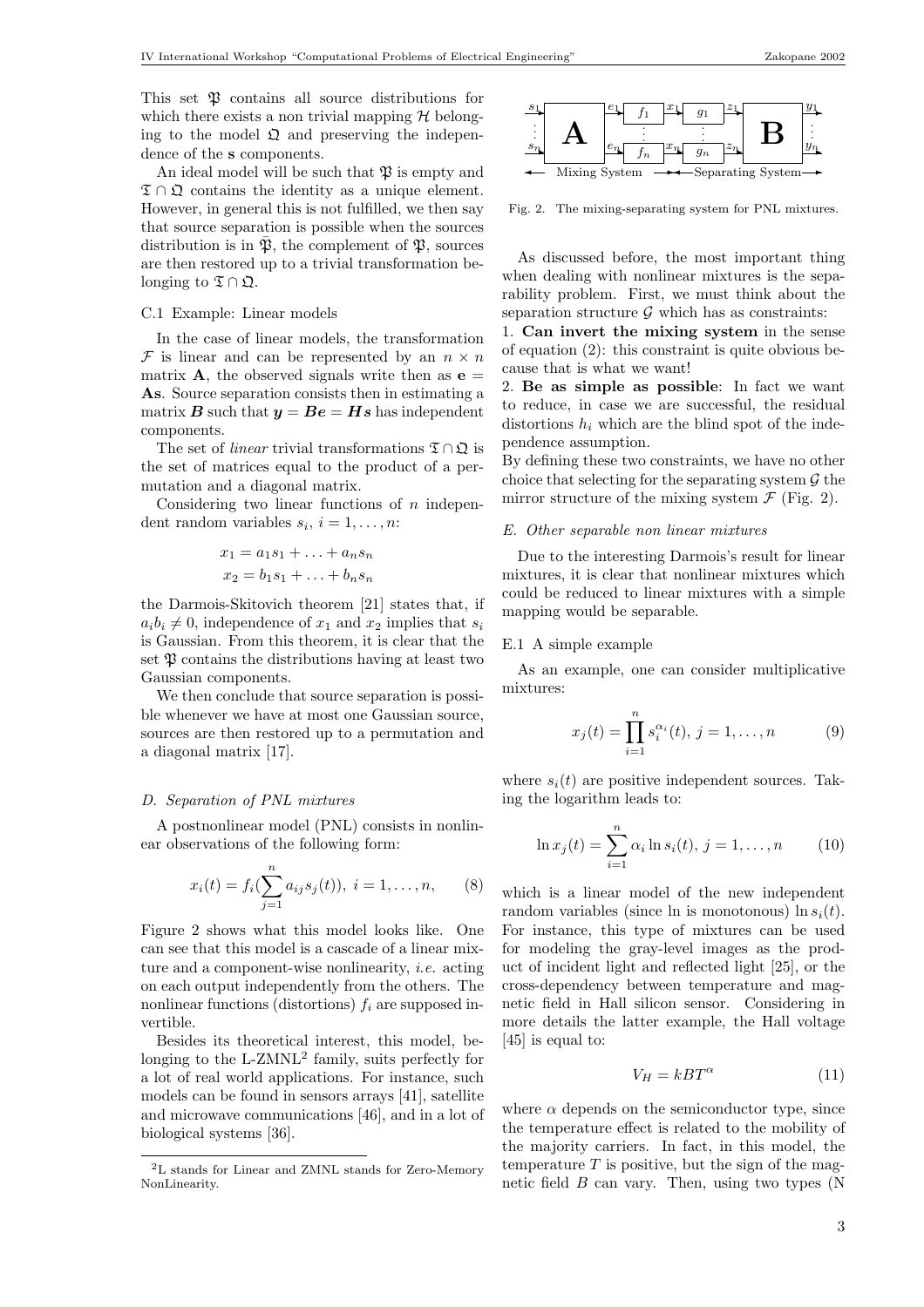This set $\mathfrak{P}$ contains all source distributions for which there exists a non trivial mapping $\mathcal{H}$ belonging to the model $\mathfrak{Q}$ and preserving the independence of the $\mathbf{s}$ components.

An ideal model will be such that $\mathfrak{P}$ is empty and $\mathfrak{T} \cap \mathfrak{Q}$ contains the identity as a unique element. However, in general this is not fulfilled, we then say that source separation is possible when the sources distribution is in $\bar{\mathfrak{P}}$, the complement of $\mathfrak{P}$, sources are then restored up to a trivial transformation belonging to $\mathfrak{T} \cap \mathfrak{Q}$.

### C.1 Example: Linear models

In the case of linear models, the transformation $\mathcal{F}$ is linear and can be represented by an $n \times n$ matrix $\mathbf{A}$, the observed signals write then as $\mathbf{e} = \mathbf{A}\mathbf{s}$. Source separation consists then in estimating a matrix $\boldsymbol{B}$ such that $\boldsymbol{y} = \boldsymbol{B}\boldsymbol{e} = \boldsymbol{H}\boldsymbol{s}$ has independent components.

The set of *linear* trivial transformations $\mathfrak{T} \cap \mathfrak{Q}$ is the set of matrices equal to the product of a permutation and a diagonal matrix.

Considering two linear functions of $n$ independent random variables $s_i$, $i = 1, \ldots, n$:

$$x_1 = a_1 s_1 + \ldots + a_n s_n$$
$$x_2 = b_1 s_1 + \ldots + b_n s_n$$

the Darmois-Skitovich theorem [21] states that, if $a_i b_i \neq 0$, independence of $x_1$ and $x_2$ implies that $s_i$ is Gaussian. From this theorem, it is clear that the set $\mathfrak{P}$ contains the distributions having at least two Gaussian components.

We then conclude that source separation is possible whenever we have at most one Gaussian source, sources are then restored up to a permutation and a diagonal matrix [17].

## D. Separation of PNL mixtures

A postnonlinear model (PNL) consists in nonlinear observations of the following form:

$$x_i(t) = f_i(\sum_{j=1}^{n} a_{ij} s_j(t)),\ i = 1, \ldots, n, \qquad (8)$$

Figure 2 shows what this model looks like. One can see that this model is a cascade of a linear mixture and a component-wise nonlinearity, *i.e.* acting on each output independently from the others. The nonlinear functions (distortions) $f_i$ are supposed invertible.

Besides its theoretical interest, this model, belonging to the L-ZMNL[2] family, suits perfectly for a lot of real world applications. For instance, such models can be found in sensors arrays [41], satellite and microwave communications [46], and in a lot of biological systems [36].

[2] L stands for Linear and ZMNL stands for Zero-Memory NonLinearity.

Fig. 2. The mixing-separating system for PNL mixtures.

As discussed before, the most important thing when dealing with nonlinear mixtures is the separability problem. First, we must think about the separation structure $\mathcal{G}$ which has as constraints:

1. **Can invert the mixing system** in the sense of equation (2): this constraint is quite obvious because that is what we want!
2. **Be as simple as possible**: In fact we want to reduce, in case we are successful, the residual distortions $h_i$ which are the blind spot of the independence assumption.

By defining these two constraints, we have no other choice that selecting for the separating system $\mathcal{G}$ the mirror structure of the mixing system $\mathcal{F}$ (Fig. 2).

## E. Other separable non linear mixtures

Due to the interesting Darmois's result for linear mixtures, it is clear that nonlinear mixtures which could be reduced to linear mixtures with a simple mapping would be separable.

### E.1 A simple example

As an example, one can consider multiplicative mixtures:

$$x_j(t) = \prod_{i=1}^{n} s_i^{\alpha_i}(t),\ j = 1, \ldots, n \qquad (9)$$

where $s_i(t)$ are positive independent sources. Taking the logarithm leads to:

$$\ln x_j(t) = \sum_{i=1}^{n} \alpha_i \ln s_i(t),\ j = 1, \ldots, n \qquad (10)$$

which is a linear model of the new independent random variables (since ln is monotonous) $\ln s_i(t)$. For instance, this type of mixtures can be used for modeling the gray-level images as the product of incident light and reflected light [25], or the cross-dependency between temperature and magnetic field in Hall silicon sensor. Considering in more details the latter example, the Hall voltage [45] is equal to:

$$V_H = kBT^{\alpha} \qquad (11)$$

where $\alpha$ depends on the semiconductor type, since the temperature effect is related to the mobility of the majority carriers. In fact, in this model, the temperature $T$ is positive, but the sign of the magnetic field $B$ can vary. Then, using two types (N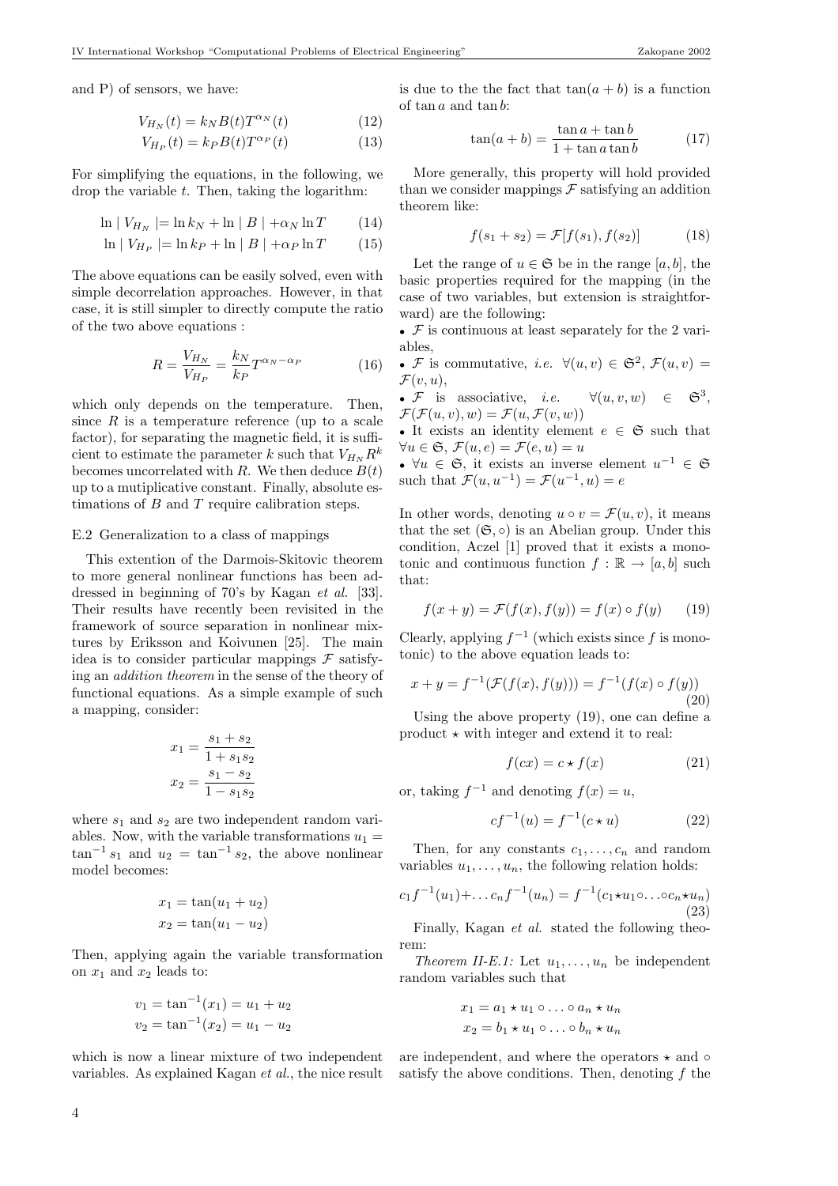and P) of sensors, we have:

$$V_{H_N}(t) = k_N B(t) T^{\alpha_N}(t) \qquad (12)$$

$$V_{H_P}(t) = k_P B(t) T^{\alpha_P}(t) \qquad (13)$$

For simplifying the equations, in the following, we drop the variable $t$. Then, taking the logarithm:

$$\ln \mid V_{H_N} \mid = \ln k_N + \ln \mid B \mid + \alpha_N \ln T \qquad (14)$$

$$\ln \mid V_{H_P} \mid = \ln k_P + \ln \mid B \mid + \alpha_P \ln T \qquad (15)$$

The above equations can be easily solved, even with simple decorrelation approaches. However, in that case, it is still simpler to directly compute the ratio of the two above equations :

$$R = \frac{V_{H_N}}{V_{H_P}} = \frac{k_N}{k_P} T^{\alpha_N - \alpha_P} \qquad (16)$$

which only depends on the temperature. Then, since $R$ is a temperature reference (up to a scale factor), for separating the magnetic field, it is sufficient to estimate the parameter $k$ such that $V_{H_N} R^k$ becomes uncorrelated with $R$. We then deduce $B(t)$ up to a mutiplicative constant. Finally, absolute estimations of $B$ and $T$ require calibration steps.

### E.2 Generalization to a class of mappings

This extention of the Darmois-Skitovic theorem to more general nonlinear functions has been addressed in beginning of 70's by Kagan *et al.* [33]. Their results have recently been revisited in the framework of source separation in nonlinear mixtures by Eriksson and Koivunen [25]. The main idea is to consider particular mappings $\mathcal{F}$ satisfying an *addition theorem* in the sense of the theory of functional equations. As a simple example of such a mapping, consider:

$$x_1 = \frac{s_1 + s_2}{1 + s_1 s_2}$$
$$x_2 = \frac{s_1 - s_2}{1 - s_1 s_2}$$

where $s_1$ and $s_2$ are two independent random variables. Now, with the variable transformations $u_1 = \tan^{-1} s_1$ and $u_2 = \tan^{-1} s_2$, the above nonlinear model becomes:

$$x_1 = \tan(u_1 + u_2)$$
$$x_2 = \tan(u_1 - u_2)$$

Then, applying again the variable transformation on $x_1$ and $x_2$ leads to:

$$v_1 = \tan^{-1}(x_1) = u_1 + u_2$$
$$v_2 = \tan^{-1}(x_2) = u_1 - u_2$$

which is now a linear mixture of two independent variables. As explained Kagan *et al.*, the nice result is due to the the fact that $\tan(a+b)$ is a function of $\tan a$ and $\tan b$:

$$\tan(a+b) = \frac{\tan a + \tan b}{1 + \tan a \tan b} \qquad (17)$$

More generally, this property will hold provided than we consider mappings $\mathcal{F}$ satisfying an addition theorem like:

$$f(s_1 + s_2) = \mathcal{F}[f(s_1), f(s_2)] \qquad (18)$$

Let the range of $u \in \mathfrak{S}$ be in the range $[a, b]$, the basic properties required for the mapping (in the case of two variables, but extension is straightforward) are the following:

- $\mathcal{F}$ is continuous at least separately for the 2 variables,
- $\mathcal{F}$ is commutative, *i.e.* $\forall (u,v) \in \mathfrak{S}^2$, $\mathcal{F}(u,v) = \mathcal{F}(v,u)$,
- $\mathcal{F}$ is associative, *i.e.* $\forall (u,v,w) \in \mathfrak{S}^3$, $\mathcal{F}(\mathcal{F}(u,v),w) = \mathcal{F}(u, \mathcal{F}(v,w))$
- It exists an identity element $e \in \mathfrak{S}$ such that $\forall u \in \mathfrak{S}$, $\mathcal{F}(u,e) = \mathcal{F}(e,u) = u$
- $\forall u \in \mathfrak{S}$, it exists an inverse element $u^{-1} \in \mathfrak{S}$ such that $\mathcal{F}(u, u^{-1}) = \mathcal{F}(u^{-1}, u) = e$

In other words, denoting $u \circ v = \mathcal{F}(u,v)$, it means that the set $(\mathfrak{S}, \circ)$ is an Abelian group. Under this condition, Aczel [1] proved that it exists a monotonic and continuous function $f : \mathbb{R} \to [a,b]$ such that:

$$f(x+y) = \mathcal{F}(f(x), f(y)) = f(x) \circ f(y) \qquad (19)$$

Clearly, applying $f^{-1}$ (which exists since $f$ is monotonic) to the above equation leads to:

$$x + y = f^{-1}(\mathcal{F}(f(x), f(y))) = f^{-1}(f(x) \circ f(y)) \qquad (20)$$

Using the above property (19), one can define a product $\star$ with integer and extend it to real:

$$f(cx) = c \star f(x) \qquad (21)$$

or, taking $f^{-1}$ and denoting $f(x) = u$,

$$c f^{-1}(u) = f^{-1}(c \star u) \qquad (22)$$

Then, for any constants $c_1, \ldots, c_n$ and random variables $u_1, \ldots, u_n$, the following relation holds:

$$c_1 f^{-1}(u_1) + \ldots c_n f^{-1}(u_n) = f^{-1}(c_1 \star u_1 \circ \ldots \circ c_n \star u_n) \qquad (23)$$

Finally, Kagan *et al.* stated the following theorem:

*Theorem II-E.1:* Let $u_1, \ldots, u_n$ be independent random variables such that

$$x_1 = a_1 \star u_1 \circ \ldots \circ a_n \star u_n$$
$$x_2 = b_1 \star u_1 \circ \ldots \circ b_n \star u_n$$

are independent, and where the operators $\star$ and $\circ$ satisfy the above conditions. Then, denoting $f$ the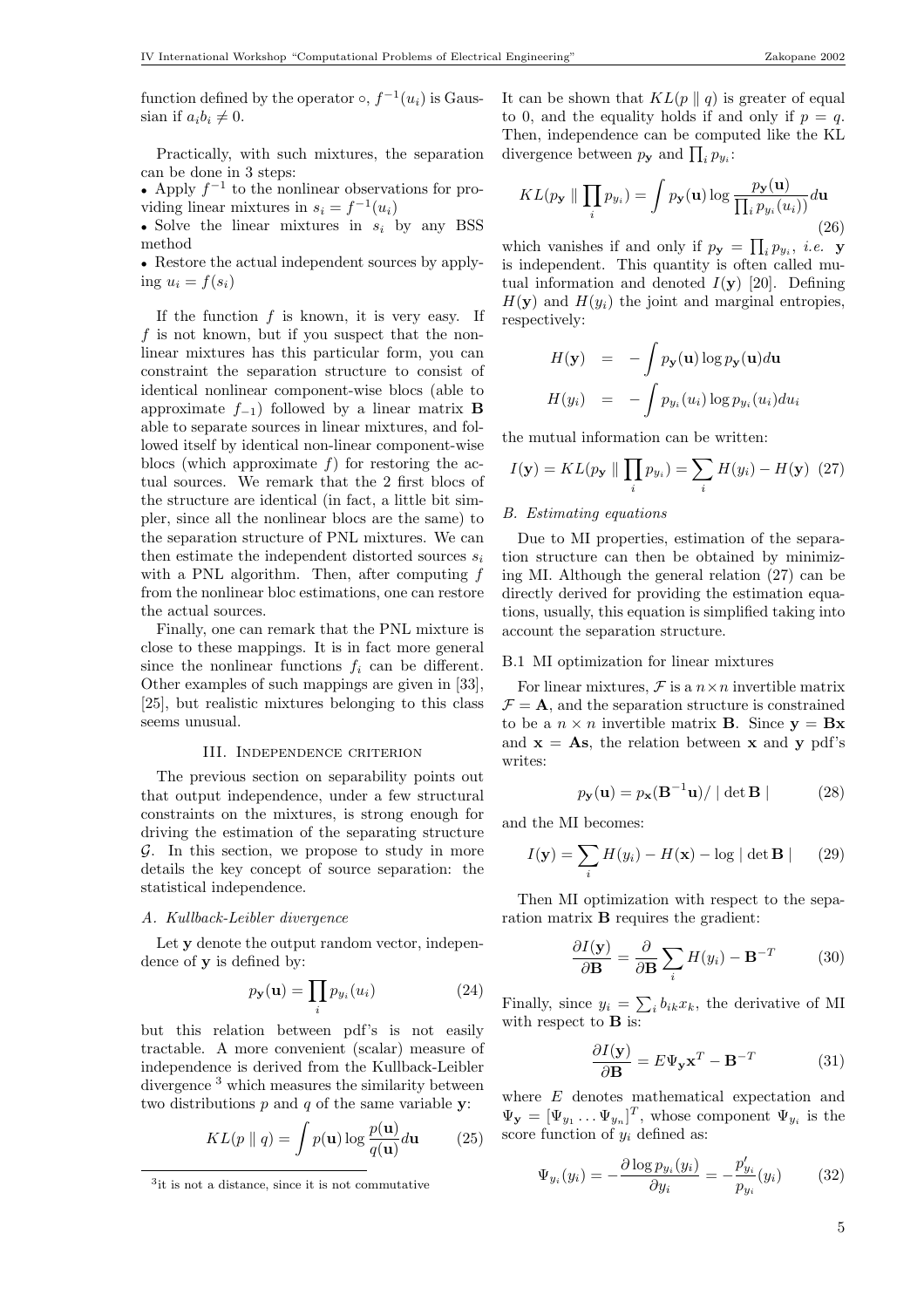function defined by the operator $\circ$, $f^{-1}(u_i)$ is Gaussian if $a_i b_i \neq 0$.

Practically, with such mixtures, the separation can be done in 3 steps:

- Apply $f^{-1}$ to the nonlinear observations for providing linear mixtures in $s_i = f^{-1}(u_i)$
- Solve the linear mixtures in $s_i$ by any BSS method
- Restore the actual independent sources by applying $u_i = f(s_i)$

If the function $f$ is known, it is very easy. If $f$ is not known, but if you suspect that the nonlinear mixtures has this particular form, you can constraint the separation structure to consist of identical nonlinear component-wise blocs (able to approximate $f_{-1}$) followed by a linear matrix $\mathbf{B}$ able to separate sources in linear mixtures, and followed itself by identical non-linear component-wise blocs (which approximate $f$) for restoring the actual sources. We remark that the 2 first blocs of the structure are identical (in fact, a little bit simpler, since all the nonlinear blocs are the same) to the separation structure of PNL mixtures. We can then estimate the independent distorted sources $s_i$ with a PNL algorithm. Then, after computing $f$ from the nonlinear bloc estimations, one can restore the actual sources.

Finally, one can remark that the PNL mixture is close to these mappings. It is in fact more general since the nonlinear functions $f_i$ can be different. Other examples of such mappings are given in [33], [25], but realistic mixtures belonging to this class seems unusual.

## III. Independence criterion

The previous section on separability points out that output independence, under a few structural constraints on the mixtures, is strong enough for driving the estimation of the separating structure $\mathcal{G}$. In this section, we propose to study in more details the key concept of source separation: the statistical independence.

### A. Kullback-Leibler divergence

Let $\mathbf{y}$ denote the output random vector, independence of $\mathbf{y}$ is defined by:

$$p_{\mathbf{y}}(\mathbf{u}) = \prod_i p_{y_i}(u_i) \tag{24}$$

but this relation between pdf's is not easily tractable. A more convenient (scalar) measure of independence is derived from the Kullback-Leibler divergence [3] which measures the similarity between two distributions $p$ and $q$ of the same variable $\mathbf{y}$:

$$KL(p \parallel q) = \int p(\mathbf{u}) \log \frac{p(\mathbf{u})}{q(\mathbf{u})} d\mathbf{u} \tag{25}$$

[3] it is not a distance, since it is not commutative

It can be shown that $KL(p \parallel q)$ is greater of equal to 0, and the equality holds if and only if $p = q$. Then, independence can be computed like the KL divergence between $p_{\mathbf{y}}$ and $\prod_i p_{y_i}$:

$$KL(p_{\mathbf{y}} \parallel \prod_i p_{y_i}) = \int p_{\mathbf{y}}(\mathbf{u}) \log \frac{p_{\mathbf{y}}(\mathbf{u})}{\prod_i p_{y_i}(u_i))} d\mathbf{u} \tag{26}$$

which vanishes if and only if $p_{\mathbf{y}} = \prod_i p_{y_i}$, *i.e.* $\mathbf{y}$ is independent. This quantity is often called mutual information and denoted $I(\mathbf{y})$ [20]. Defining $H(\mathbf{y})$ and $H(y_i)$ the joint and marginal entropies, respectively:

$$\begin{aligned} H(\mathbf{y}) &= -\int p_{\mathbf{y}}(\mathbf{u}) \log p_{\mathbf{y}}(\mathbf{u}) d\mathbf{u} \\ H(y_i) &= -\int p_{y_i}(u_i) \log p_{y_i}(u_i) du_i \end{aligned}$$

the mutual information can be written:

$$I(\mathbf{y}) = KL(p_{\mathbf{y}} \parallel \prod_i p_{y_i}) = \sum_i H(y_i) - H(\mathbf{y}) \tag{27}$$

### B. Estimating equations

Due to MI properties, estimation of the separation structure can then be obtained by minimizing MI. Although the general relation (27) can be directly derived for providing the estimation equations, usually, this equation is simplified taking into account the separation structure.

#### B.1 MI optimization for linear mixtures

For linear mixtures, $\mathcal{F}$ is a $n \times n$ invertible matrix $\mathcal{F} = \mathbf{A}$, and the separation structure is constrained to be a $n \times n$ invertible matrix $\mathbf{B}$. Since $\mathbf{y} = \mathbf{B}\mathbf{x}$ and $\mathbf{x} = \mathbf{A}\mathbf{s}$, the relation between $\mathbf{x}$ and $\mathbf{y}$ pdf's writes:

$$p_{\mathbf{y}}(\mathbf{u}) = p_{\mathbf{x}}(\mathbf{B}^{-1}\mathbf{u}) / \mid \det \mathbf{B} \mid \tag{28}$$

and the MI becomes:

$$I(\mathbf{y}) = \sum_i H(y_i) - H(\mathbf{x}) - \log \mid \det \mathbf{B} \mid \tag{29}$$

Then MI optimization with respect to the separation matrix $\mathbf{B}$ requires the gradient:

$$\frac{\partial I(\mathbf{y})}{\partial \mathbf{B}} = \frac{\partial}{\partial \mathbf{B}} \sum_i H(y_i) - \mathbf{B}^{-T} \tag{30}$$

Finally, since $y_i = \sum_i b_{ik} x_k$, the derivative of MI with respect to $\mathbf{B}$ is:

$$\frac{\partial I(\mathbf{y})}{\partial \mathbf{B}} = E \Psi_{\mathbf{y}} \mathbf{x}^T - \mathbf{B}^{-T} \tag{31}$$

where $E$ denotes mathematical expectation and $\Psi_{\mathbf{y}} = [\Psi_{y_1} \ldots \Psi_{y_n}]^T$, whose component $\Psi_{y_i}$ is the score function of $y_i$ defined as:

$$\Psi_{y_i}(y_i) = -\frac{\partial \log p_{y_i}(y_i)}{\partial y_i} = -\frac{p'_{y_i}}{p_{y_i}}(y_i) \tag{32}$$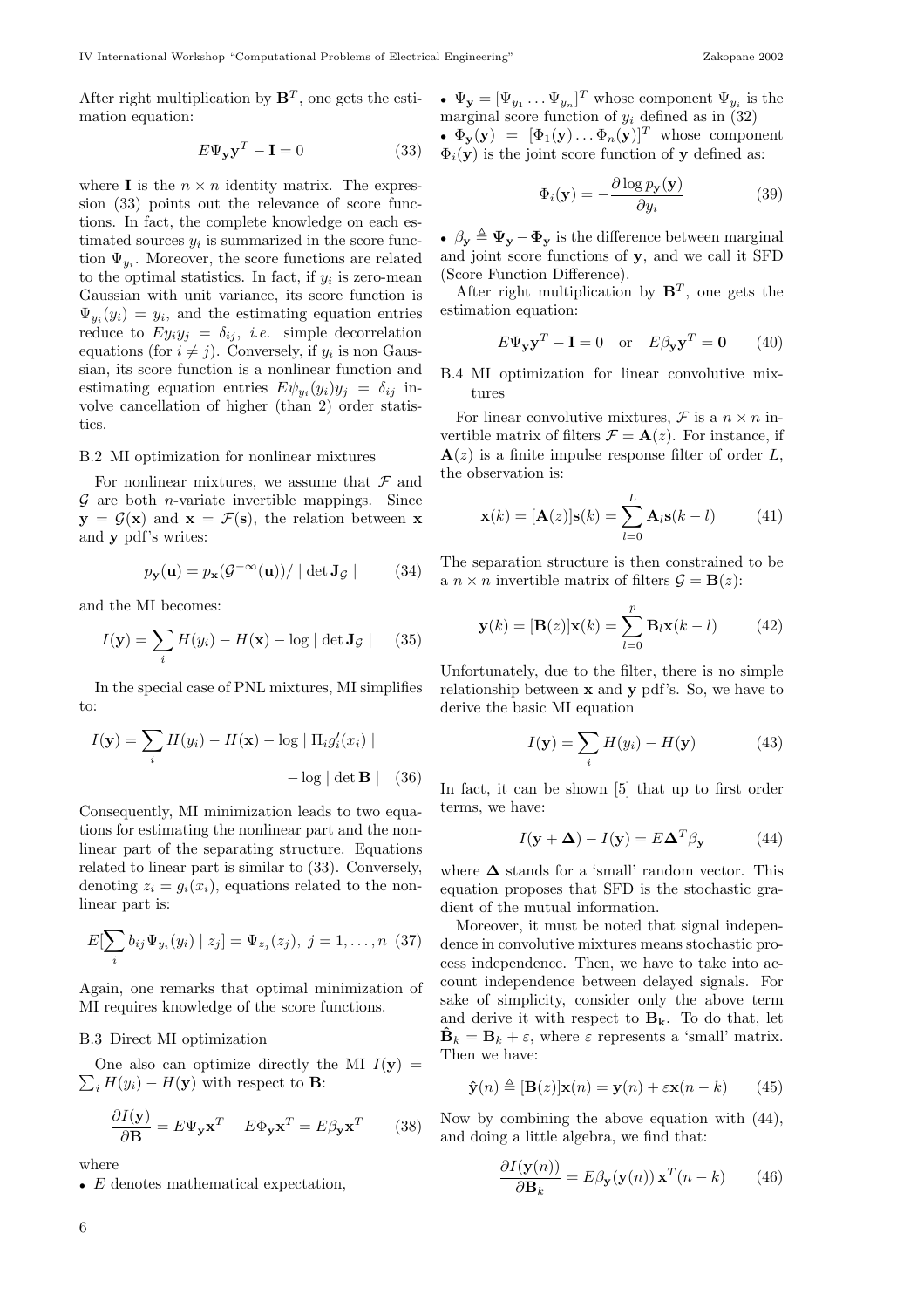After right multiplication by $\mathbf{B}^T$, one gets the estimation equation:

$$E\Psi_{\mathbf{y}}\mathbf{y}^T - \mathbf{I} = 0 \tag{33}$$

where $\mathbf{I}$ is the $n \times n$ identity matrix. The expression (33) points out the relevance of score functions. In fact, the complete knowledge on each estimated sources $y_i$ is summarized in the score function $\Psi_{y_i}$. Moreover, the score functions are related to the optimal statistics. In fact, if $y_i$ is zero-mean Gaussian with unit variance, its score function is $\Psi_{y_i}(y_i) = y_i$, and the estimating equation entries reduce to $Ey_iy_j = \delta_{ij}$, *i.e.* simple decorrelation equations (for $i \neq j$). Conversely, if $y_i$ is non Gaussian, its score function is a nonlinear function and estimating equation entries $E\psi_{y_i}(y_i)y_j = \delta_{ij}$ involve cancellation of higher (than 2) order statistics.

### B.2 MI optimization for nonlinear mixtures

For nonlinear mixtures, we assume that $\mathcal{F}$ and $\mathcal{G}$ are both $n$-variate invertible mappings. Since $\mathbf{y} = \mathcal{G}(\mathbf{x})$ and $\mathbf{x} = \mathcal{F}(\mathbf{s})$, the relation between $\mathbf{x}$ and $\mathbf{y}$ pdf's writes:

$$p_{\mathbf{y}}(\mathbf{u}) = p_{\mathbf{x}}(\mathcal{G}^{-\infty}(\mathbf{u}))/ \mid \det \mathbf{J}_{\mathcal{G}} \mid \tag{34}$$

and the MI becomes:

$$I(\mathbf{y}) = \sum_i H(y_i) - H(\mathbf{x}) - \log \mid \det \mathbf{J}_{\mathcal{G}} \mid \tag{35}$$

In the special case of PNL mixtures, MI simplifies to:

$$I(\mathbf{y}) = \sum_i H(y_i) - H(\mathbf{x}) - \log \mid \Pi_i g_i'(x_i) \mid - \log \mid \det \mathbf{B} \mid \tag{36}$$

Consequently, MI minimization leads to two equations for estimating the nonlinear part and the nonlinear part of the separating structure. Equations related to linear part is similar to (33). Conversely, denoting $z_i = g_i(x_i)$, equations related to the nonlinear part is:

$$E[\sum_i b_{ij}\Psi_{y_i}(y_i) \mid z_j] = \Psi_{z_j}(z_j),\ j = 1, \ldots, n \tag{37}$$

Again, one remarks that optimal minimization of MI requires knowledge of the score functions.

### B.3 Direct MI optimization

One also can optimize directly the MI $I(\mathbf{y}) = \sum_i H(y_i) - H(\mathbf{y})$ with respect to $\mathbf{B}$:

$$\frac{\partial I(\mathbf{y})}{\partial \mathbf{B}} = E\Psi_{\mathbf{y}}\mathbf{x}^T - E\Phi_{\mathbf{y}}\mathbf{x}^T = E\beta_{\mathbf{y}}\mathbf{x}^T \tag{38}$$

where

- $E$ denotes mathematical expectation,
- $\Psi_{\mathbf{y}} = [\Psi_{y_1} \ldots \Psi_{y_n}]^T$ whose component $\Psi_{y_i}$ is the marginal score function of $y_i$ defined as in (32)
- $\Phi_{\mathbf{y}}(\mathbf{y}) = [\Phi_1(\mathbf{y}) \ldots \Phi_n(\mathbf{y})]^T$ whose component $\Phi_i(\mathbf{y})$ is the joint score function of $\mathbf{y}$ defined as:

$$\Phi_i(\mathbf{y}) = -\frac{\partial \log p_{\mathbf{y}}(\mathbf{y})}{\partial y_i} \tag{39}$$

- $\beta_{\mathbf{y}} \triangleq \mathbf{\Psi}_{\mathbf{y}} - \mathbf{\Phi}_{\mathbf{y}}$ is the difference between marginal and joint score functions of $\mathbf{y}$, and we call it SFD (Score Function Difference).

After right multiplication by $\mathbf{B}^T$, one gets the estimation equation:

$$E\Psi_{\mathbf{y}}\mathbf{y}^T - \mathbf{I} = 0 \quad \text{or} \quad E\beta_{\mathbf{y}}\mathbf{y}^T = \mathbf{0} \tag{40}$$

### B.4 MI optimization for linear convolutive mixtures

For linear convolutive mixtures, $\mathcal{F}$ is a $n \times n$ invertible matrix of filters $\mathcal{F} = \mathbf{A}(z)$. For instance, if $\mathbf{A}(z)$ is a finite impulse response filter of order $L$, the observation is:

$$\mathbf{x}(k) = [\mathbf{A}(z)]\mathbf{s}(k) = \sum_{l=0}^{L} \mathbf{A}_l\mathbf{s}(k-l) \tag{41}$$

The separation structure is then constrained to be a $n \times n$ invertible matrix of filters $\mathcal{G} = \mathbf{B}(z)$:

$$\mathbf{y}(k) = [\mathbf{B}(z)]\mathbf{x}(k) = \sum_{l=0}^{p} \mathbf{B}_l\mathbf{x}(k-l) \tag{42}$$

Unfortunately, due to the filter, there is no simple relationship between $\mathbf{x}$ and $\mathbf{y}$ pdf's. So, we have to derive the basic MI equation

$$I(\mathbf{y}) = \sum_i H(y_i) - H(\mathbf{y}) \tag{43}$$

In fact, it can be shown [5] that up to first order terms, we have:

$$I(\mathbf{y} + \mathbf{\Delta}) - I(\mathbf{y}) = E\mathbf{\Delta}^T\beta_{\mathbf{y}} \tag{44}$$

where $\mathbf{\Delta}$ stands for a 'small' random vector. This equation proposes that SFD is the stochastic gradient of the mutual information.

Moreover, it must be noted that signal independence in convolutive mixtures means stochastic process independence. Then, we have to take into account independence between delayed signals. For sake of simplicity, consider only the above term and derive it with respect to $\mathbf{B_k}$. To do that, let $\hat{\mathbf{B}}_k = \mathbf{B}_k + \varepsilon$, where $\varepsilon$ represents a 'small' matrix. Then we have:

$$\hat{\mathbf{y}}(n) \triangleq [\mathbf{B}(z)]\mathbf{x}(n) = \mathbf{y}(n) + \varepsilon\mathbf{x}(n-k) \tag{45}$$

Now by combining the above equation with (44), and doing a little algebra, we find that:

$$\frac{\partial I(\mathbf{y}(n))}{\partial \mathbf{B}_k} = E\beta_{\mathbf{y}}(\mathbf{y}(n))\,\mathbf{x}^T(n-k) \tag{46}$$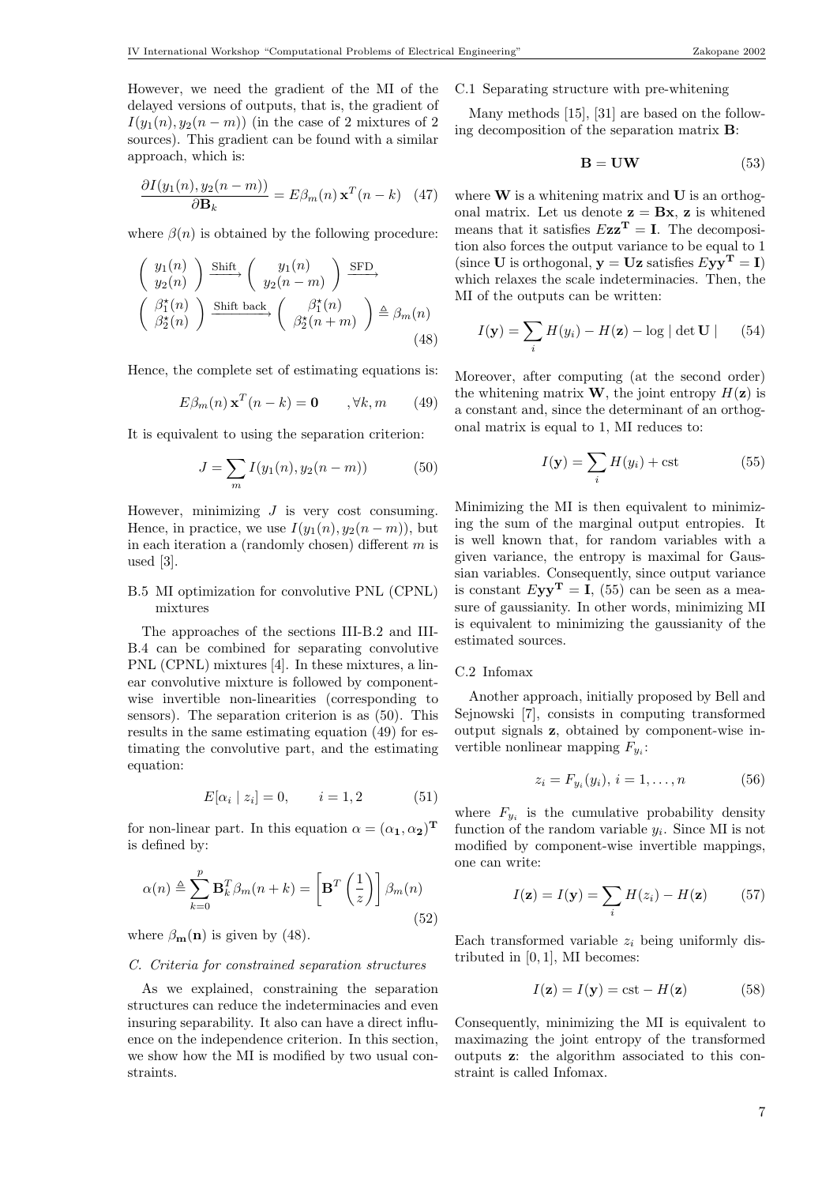However, we need the gradient of the MI of the delayed versions of outputs, that is, the gradient of $I(y_1(n), y_2(n-m))$ (in the case of 2 mixtures of 2 sources). This gradient can be found with a similar approach, which is:

$$\frac{\partial I(y_1(n), y_2(n-m))}{\partial \mathbf{B}_k} = E\beta_m(n)\,\mathbf{x}^T(n-k) \quad (47)$$

where $\beta(n)$ is obtained by the following procedure:

$$\begin{pmatrix} y_1(n) \\ y_2(n) \end{pmatrix} \xrightarrow{\text{Shift}} \begin{pmatrix} y_1(n) \\ y_2(n-m) \end{pmatrix} \xrightarrow{\text{SFD}}$$
$$\begin{pmatrix} \beta_1^\star(n) \\ \beta_2^\star(n) \end{pmatrix} \xrightarrow{\text{Shift back}} \begin{pmatrix} \beta_1^\star(n) \\ \beta_2^\star(n+m) \end{pmatrix} \triangleq \beta_m(n) \quad (48)$$

Hence, the complete set of estimating equations is:

$$E\beta_m(n)\,\mathbf{x}^T(n-k) = \mathbf{0} \qquad ,\forall k, m \quad (49)$$

It is equivalent to using the separation criterion:

$$J = \sum_m I(y_1(n), y_2(n-m)) \quad (50)$$

However, minimizing $J$ is very cost consuming. Hence, in practice, we use $I(y_1(n), y_2(n-m))$, but in each iteration a (randomly chosen) different $m$ is used [3].

### B.5 MI optimization for convolutive PNL (CPNL) mixtures

The approaches of the sections III-B.2 and III-B.4 can be combined for separating convolutive PNL (CPNL) mixtures [4]. In these mixtures, a linear convolutive mixture is followed by component-wise invertible non-linearities (corresponding to sensors). The separation criterion is as (50). This results in the same estimating equation (49) for estimating the convolutive part, and the estimating equation:

$$E[\alpha_i \mid z_i] = 0, \qquad i = 1, 2 \quad (51)$$

for non-linear part. In this equation $\alpha = (\alpha_\mathbf{1}, \alpha_\mathbf{2})^\mathbf{T}$ is defined by:

$$\alpha(n) \triangleq \sum_{k=0}^{p} \mathbf{B}_k^T \beta_m(n+k) = \left[\mathbf{B}^T\left(\frac{1}{z}\right)\right]\beta_m(n) \quad (52)$$

where $\beta_\mathbf{m}(\mathbf{n})$ is given by (48).

### *C. Criteria for constrained separation structures*

As we explained, constraining the separation structures can reduce the indeterminacies and even insuring separability. It also can have a direct influence on the independence criterion. In this section, we show how the MI is modified by two usual constraints.

### C.1 Separating structure with pre-whitening

Many methods [15], [31] are based on the following decomposition of the separation matrix $\mathbf{B}$:

$$\mathbf{B} = \mathbf{U}\mathbf{W} \quad (53)$$

where $\mathbf{W}$ is a whitening matrix and $\mathbf{U}$ is an orthogonal matrix. Let us denote $\mathbf{z} = \mathbf{B}\mathbf{x}$, $\mathbf{z}$ is whitened means that it satisfies $E\mathbf{z}\mathbf{z}^\mathbf{T} = \mathbf{I}$. The decomposition also forces the output variance to be equal to 1 (since $\mathbf{U}$ is orthogonal, $\mathbf{y} = \mathbf{U}\mathbf{z}$ satisfies $E\mathbf{y}\mathbf{y}^\mathbf{T} = \mathbf{I}$) which relaxes the scale indeterminacies. Then, the MI of the outputs can be written:

$$I(\mathbf{y}) = \sum_i H(y_i) - H(\mathbf{z}) - \log|\det \mathbf{U}| \quad (54)$$

Moreover, after computing (at the second order) the whitening matrix $\mathbf{W}$, the joint entropy $H(\mathbf{z})$ is a constant and, since the determinant of an orthogonal matrix is equal to 1, MI reduces to:

$$I(\mathbf{y}) = \sum_i H(y_i) + \text{cst} \quad (55)$$

Minimizing the MI is then equivalent to minimizing the sum of the marginal output entropies. It is well known that, for random variables with a given variance, the entropy is maximal for Gaussian variables. Consequently, since output variance is constant $E\mathbf{y}\mathbf{y}^\mathbf{T} = \mathbf{I}$, (55) can be seen as a measure of gaussianity. In other words, minimizing MI is equivalent to minimizing the gaussianity of the estimated sources.

### C.2 Infomax

Another approach, initially proposed by Bell and Sejnowski [7], consists in computing transformed output signals $\mathbf{z}$, obtained by component-wise invertible nonlinear mapping $F_{y_i}$:

$$z_i = F_{y_i}(y_i),\ i = 1, \ldots, n \quad (56)$$

where $F_{y_i}$ is the cumulative probability density function of the random variable $y_i$. Since MI is not modified by component-wise invertible mappings, one can write:

$$I(\mathbf{z}) = I(\mathbf{y}) = \sum_i H(z_i) - H(\mathbf{z}) \quad (57)$$

Each transformed variable $z_i$ being uniformly distributed in $[0, 1]$, MI becomes:

$$I(\mathbf{z}) = I(\mathbf{y}) = \text{cst} - H(\mathbf{z}) \quad (58)$$

Consequently, minimizing the MI is equivalent to maximazing the joint entropy of the transformed outputs $\mathbf{z}$: the algorithm associated to this constraint is called Infomax.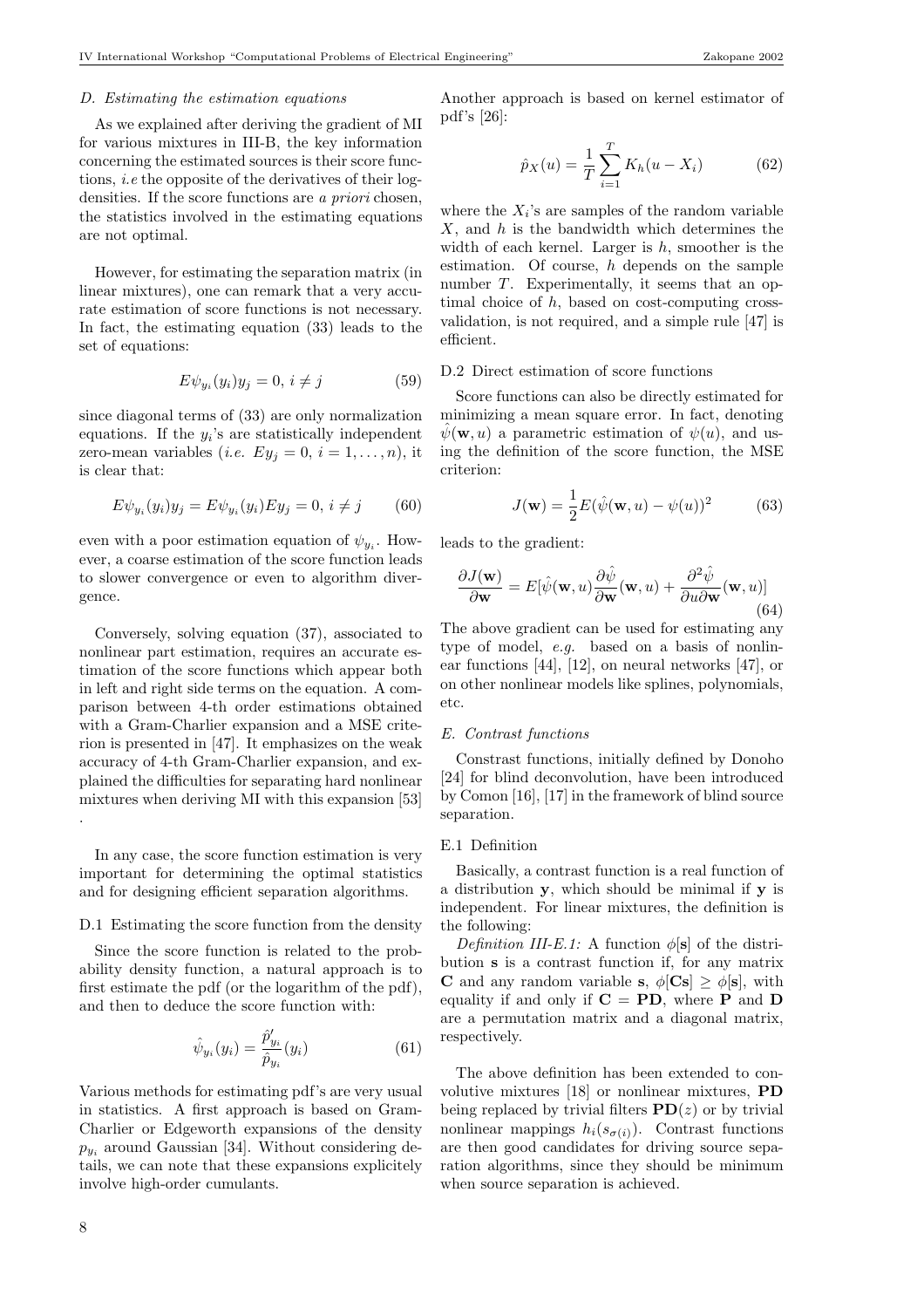### D. Estimating the estimation equations

As we explained after deriving the gradient of MI for various mixtures in III-B, the key information concerning the estimated sources is their score functions, *i.e* the opposite of the derivatives of their log-densities. If the score functions are *a priori* chosen, the statistics involved in the estimating equations are not optimal.

However, for estimating the separation matrix (in linear mixtures), one can remark that a very accurate estimation of score functions is not necessary. In fact, the estimating equation (33) leads to the set of equations:

$$E\psi_{y_i}(y_i)y_j = 0,\ i \neq j \tag{59}$$

since diagonal terms of (33) are only normalization equations. If the $y_i$'s are statistically independent zero-mean variables (*i.e.* $Ey_j = 0,\ i = 1, \ldots, n$), it is clear that:

$$E\psi_{y_i}(y_i)y_j = E\psi_{y_i}(y_i)Ey_j = 0,\ i \neq j \tag{60}$$

even with a poor estimation equation of $\psi_{y_i}$. However, a coarse estimation of the score function leads to slower convergence or even to algorithm divergence.

Conversely, solving equation (37), associated to nonlinear part estimation, requires an accurate estimation of the score functions which appear both in left and right side terms on the equation. A comparison between 4-th order estimations obtained with a Gram-Charlier expansion and a MSE criterion is presented in [47]. It emphasizes on the weak accuracy of 4-th Gram-Charlier expansion, and explained the difficulties for separating hard nonlinear mixtures when deriving MI with this expansion [53] .

In any case, the score function estimation is very important for determining the optimal statistics and for designing efficient separation algorithms.

#### D.1 Estimating the score function from the density

Since the score function is related to the probability density function, a natural approach is to first estimate the pdf (or the logarithm of the pdf), and then to deduce the score function with:

$$\hat{\psi}_{y_i}(y_i) = \frac{\hat{p}'_{y_i}}{\hat{p}_{y_i}}(y_i) \tag{61}$$

Various methods for estimating pdf's are very usual in statistics. A first approach is based on Gram-Charlier or Edgeworth expansions of the density $p_{y_i}$ around Gaussian [34]. Without considering details, we can note that these expansions explicitely involve high-order cumulants.

Another approach is based on kernel estimator of pdf's [26]:

$$\hat{p}_X(u) = \frac{1}{T}\sum_{i=1}^{T} K_h(u - X_i) \tag{62}$$

where the $X_i$'s are samples of the random variable $X$, and $h$ is the bandwidth which determines the width of each kernel. Larger is $h$, smoother is the estimation. Of course, $h$ depends on the sample number $T$. Experimentally, it seems that an optimal choice of $h$, based on cost-computing cross-validation, is not required, and a simple rule [47] is efficient.

#### D.2 Direct estimation of score functions

Score functions can also be directly estimated for minimizing a mean square error. In fact, denoting $\hat{\psi}(\mathbf{w}, u)$ a parametric estimation of $\psi(u)$, and using the definition of the score function, the MSE criterion:

$$J(\mathbf{w}) = \frac{1}{2}E(\hat{\psi}(\mathbf{w}, u) - \psi(u))^2 \tag{63}$$

leads to the gradient:

$$\frac{\partial J(\mathbf{w})}{\partial \mathbf{w}} = E[\hat{\psi}(\mathbf{w}, u)\frac{\partial \hat{\psi}}{\partial \mathbf{w}}(\mathbf{w}, u) + \frac{\partial^2 \hat{\psi}}{\partial u \partial \mathbf{w}}(\mathbf{w}, u)] \tag{64}$$

The above gradient can be used for estimating any type of model, *e.g.* based on a basis of nonlinear functions [44], [12], on neural networks [47], or on other nonlinear models like splines, polynomials, etc.

### E. Contrast functions

Constrast functions, initially defined by Donoho [24] for blind deconvolution, have been introduced by Comon [16], [17] in the framework of blind source separation.

#### E.1 Definition

Basically, a contrast function is a real function of a distribution $\mathbf{y}$, which should be minimal if $\mathbf{y}$ is independent. For linear mixtures, the definition is the following:

*Definition III-E.1:* A function $\phi[\mathbf{s}]$ of the distribution $\mathbf{s}$ is a contrast function if, for any matrix $\mathbf{C}$ and any random variable $\mathbf{s}$, $\phi[\mathbf{Cs}] \geq \phi[\mathbf{s}]$, with equality if and only if $\mathbf{C} = \mathbf{PD}$, where $\mathbf{P}$ and $\mathbf{D}$ are a permutation matrix and a diagonal matrix, respectively.

The above definition has been extended to convolutive mixtures [18] or nonlinear mixtures, $\mathbf{PD}$ being replaced by trivial filters $\mathbf{PD}(z)$ or by trivial nonlinear mappings $h_i(s_{\sigma(i)})$. Contrast functions are then good candidates for driving source separation algorithms, since they should be minimum when source separation is achieved.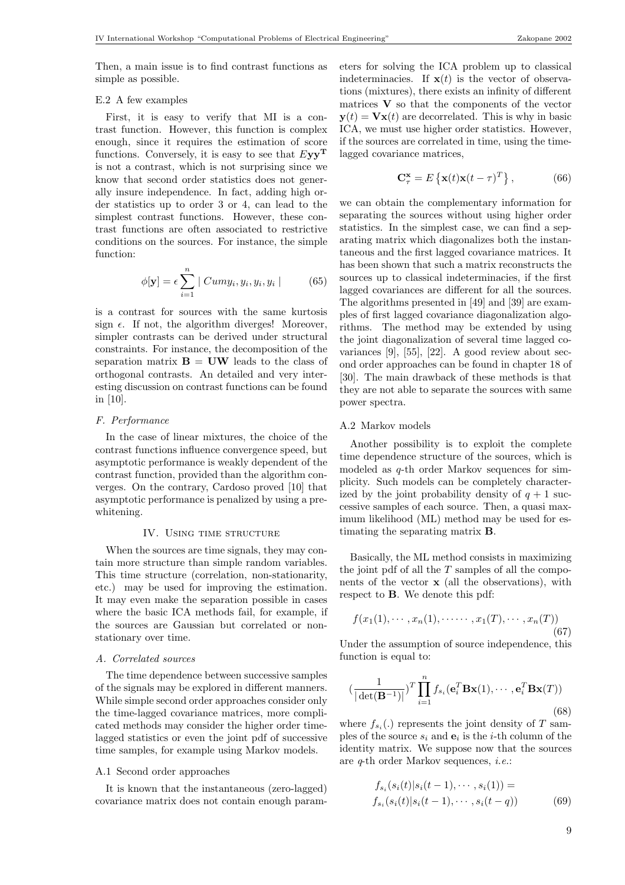Then, a main issue is to find contrast functions as simple as possible.

### E.2 A few examples

First, it is easy to verify that MI is a contrast function. However, this function is complex enough, since it requires the estimation of score functions. Conversely, it is easy to see that $E\mathbf{y}\mathbf{y}^{\mathbf{T}}$ is not a contrast, which is not surprising since we know that second order statistics does not generally insure independence. In fact, adding high order statistics up to order 3 or 4, can lead to the simplest contrast functions. However, these contrast functions are often associated to restrictive conditions on the sources. For instance, the simple function:

$$\phi[\mathbf{y}] = \epsilon \sum_{i=1}^{n} \mid Cum y_i, y_i, y_i, y_i \mid \tag{65}$$

is a contrast for sources with the same kurtosis sign $\epsilon$. If not, the algorithm diverges! Moreover, simpler contrasts can be derived under structural constraints. For instance, the decomposition of the separation matrix $\mathbf{B} = \mathbf{U}\mathbf{W}$ leads to the class of orthogonal contrasts. An detailed and very interesting discussion on contrast functions can be found in [10].

### *F. Performance*

In the case of linear mixtures, the choice of the contrast functions influence convergence speed, but asymptotic performance is weakly dependent of the contrast function, provided than the algorithm converges. On the contrary, Cardoso proved [10] that asymptotic performance is penalized by using a prewhitening.

## IV. Using time structure

When the sources are time signals, they may contain more structure than simple random variables. This time structure (correlation, non-stationarity, etc.) may be used for improving the estimation. It may even make the separation possible in cases where the basic ICA methods fail, for example, if the sources are Gaussian but correlated or nonstationary over time.

### *A. Correlated sources*

The time dependence between successive samples of the signals may be explored in different manners. While simple second order approaches consider only the time-lagged covariance matrices, more complicated methods may consider the higher order time-lagged statistics or even the joint pdf of successive time samples, for example using Markov models.

### A.1 Second order approaches

It is known that the instantaneous (zero-lagged) covariance matrix does not contain enough parameters for solving the ICA problem up to classical indeterminacies. If $\mathbf{x}(t)$ is the vector of observations (mixtures), there exists an infinity of different matrices $\mathbf{V}$ so that the components of the vector $\mathbf{y}(t) = \mathbf{V}\mathbf{x}(t)$ are decorrelated. This is why in basic ICA, we must use higher order statistics. However, if the sources are correlated in time, using the time-lagged covariance matrices,

$$\mathbf{C}_{\tau}^{\mathbf{x}} = E\left\{\mathbf{x}(t)\mathbf{x}(t-\tau)^T\right\}, \tag{66}$$

we can obtain the complementary information for separating the sources without using higher order statistics. In the simplest case, we can find a separating matrix which diagonalizes both the instantaneous and the first lagged covariance matrices. It has been shown that such a matrix reconstructs the sources up to classical indeterminacies, if the first lagged covariances are different for all the sources. The algorithms presented in [49] and [39] are examples of first lagged covariance diagonalization algorithms. The method may be extended by using the joint diagonalization of several time lagged covariances [9], [55], [22]. A good review about second order approaches can be found in chapter 18 of [30]. The main drawback of these methods is that they are not able to separate the sources with same power spectra.

### A.2 Markov models

Another possibility is to exploit the complete time dependence structure of the sources, which is modeled as $q$-th order Markov sequences for simplicity. Such models can be completely characterized by the joint probability density of $q+1$ successive samples of each source. Then, a quasi maximum likelihood (ML) method may be used for estimating the separating matrix $\mathbf{B}$.

Basically, the ML method consists in maximizing the joint pdf of all the $T$ samples of all the components of the vector $\mathbf{x}$ (all the observations), with respect to $\mathbf{B}$. We denote this pdf:

$$f(x_1(1), \cdots, x_n(1), \cdots\cdots, x_1(T), \cdots, x_n(T)) \tag{67}$$

Under the assumption of source independence, this function is equal to:

$$\left(\frac{1}{|\det(\mathbf{B}^{-1})|}\right)^T \prod_{i=1}^{n} f_{s_i}(\mathbf{e}_i^T\mathbf{B}\mathbf{x}(1), \cdots, \mathbf{e}_i^T\mathbf{B}\mathbf{x}(T)) \tag{68}$$

where $f_{s_i}(.)$ represents the joint density of $T$ samples of the source $s_i$ and $\mathbf{e}_i$ is the $i$-th column of the identity matrix. We suppose now that the sources are $q$-th order Markov sequences, *i.e.*:

$$\begin{aligned} &f_{s_i}(s_i(t)|s_i(t-1), \cdots, s_i(1)) = \\ &f_{s_i}(s_i(t)|s_i(t-1), \cdots, s_i(t-q)) \end{aligned} \tag{69}$$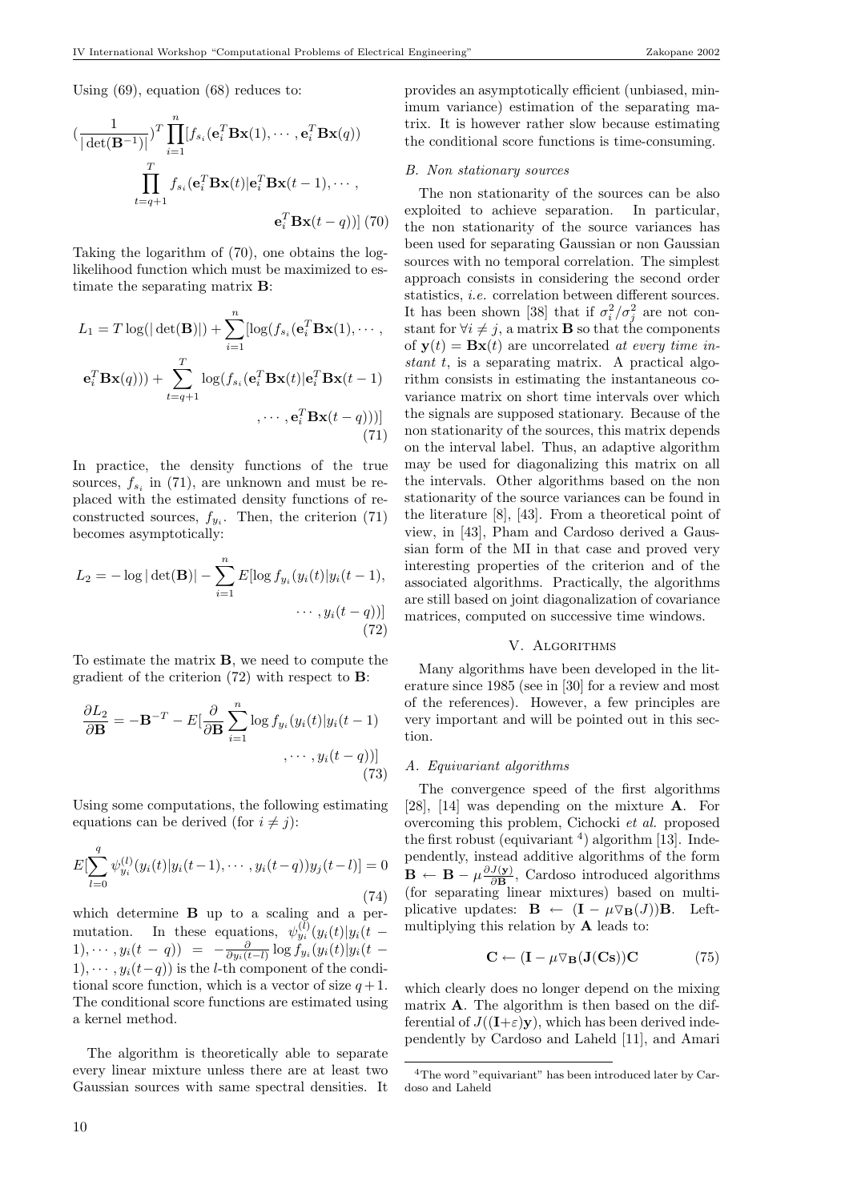Using (69), equation (68) reduces to:

$$
\left(\frac{1}{|\det(\mathbf{B}^{-1})|}\right)^T \prod_{i=1}^{n} [f_{s_i}(\mathbf{e}_i^T \mathbf{B}\mathbf{x}(1), \cdots, \mathbf{e}_i^T \mathbf{B}\mathbf{x}(q)) \prod_{t=q+1}^{T} f_{s_i}(\mathbf{e}_i^T \mathbf{B}\mathbf{x}(t) | \mathbf{e}_i^T \mathbf{B}\mathbf{x}(t-1), \cdots, \mathbf{e}_i^T \mathbf{B}\mathbf{x}(t-q))] \quad (70)
$$

Taking the logarithm of (70), one obtains the log-likelihood function which must be maximized to estimate the separating matrix $\mathbf{B}$:

$$
L_1 = T \log(|\det(\mathbf{B})|) + \sum_{i=1}^{n} [\log(f_{s_i}(\mathbf{e}_i^T \mathbf{B}\mathbf{x}(1), \cdots, \mathbf{e}_i^T \mathbf{B}\mathbf{x}(q))) + \sum_{t=q+1}^{T} \log(f_{s_i}(\mathbf{e}_i^T \mathbf{B}\mathbf{x}(t) | \mathbf{e}_i^T \mathbf{B}\mathbf{x}(t-1), \cdots, \mathbf{e}_i^T \mathbf{B}\mathbf{x}(t-q)))] \quad (71)
$$

In practice, the density functions of the true sources, $f_{s_i}$ in (71), are unknown and must be replaced with the estimated density functions of reconstructed sources, $f_{y_i}$. Then, the criterion (71) becomes asymptotically:

$$
L_2 = -\log|\det(\mathbf{B})| - \sum_{i=1}^{n} E[\log f_{y_i}(y_i(t)|y_i(t-1), \cdots, y_i(t-q))] \quad (72)
$$

To estimate the matrix $\mathbf{B}$, we need to compute the gradient of the criterion (72) with respect to $\mathbf{B}$:

$$
\frac{\partial L_2}{\partial \mathbf{B}} = -\mathbf{B}^{-T} - E\left[\frac{\partial}{\partial \mathbf{B}} \sum_{i=1}^{n} \log f_{y_i}(y_i(t)|y_i(t-1), \cdots, y_i(t-q))\right] \quad (73)
$$

Using some computations, the following estimating equations can be derived (for $i \neq j$):

$$
E\left[\sum_{l=0}^{q} \psi_{y_i}^{(l)}(y_i(t)|y_i(t-1), \cdots, y_i(t-q)) y_j(t-l)\right] = 0 \quad (74)
$$

which determine $\mathbf{B}$ up to a scaling and a permutation. In these equations, $\psi_{y_i}^{(l)}(y_i(t)|y_i(t-1), \cdots, y_i(t-q)) = -\frac{\partial}{\partial y_i(t-l)} \log f_{y_i}(y_i(t)|y_i(t-1), \cdots, y_i(t-q))$ is the $l$-th component of the conditional score function, which is a vector of size $q+1$. The conditional score functions are estimated using a kernel method.

The algorithm is theoretically able to separate every linear mixture unless there are at least two Gaussian sources with same spectral densities. It provides an asymptotically efficient (unbiased, minimum variance) estimation of the separating matrix. It is however rather slow because estimating the conditional score functions is time-consuming.

### B. Non stationary sources

The non stationarity of the sources can be also exploited to achieve separation. In particular, the non stationarity of the source variances has been used for separating Gaussian or non Gaussian sources with no temporal correlation. The simplest approach consists in considering the second order statistics, *i.e.* correlation between different sources. It has been shown [38] that if $\sigma_i^2/\sigma_j^2$ are not constant for $\forall i \neq j$, a matrix $\mathbf{B}$ so that the components of $\mathbf{y}(t) = \mathbf{B}\mathbf{x}(t)$ are uncorrelated *at every time instant* $t$, is a separating matrix. A practical algorithm consists in estimating the instantaneous covariance matrix on short time intervals over which the signals are supposed stationary. Because of the non stationarity of the sources, this matrix depends on the interval label. Thus, an adaptive algorithm may be used for diagonalizing this matrix on all the intervals. Other algorithms based on the non stationarity of the source variances can be found in the literature [8], [43]. From a theoretical point of view, in [43], Pham and Cardoso derived a Gaussian form of the MI in that case and proved very interesting properties of the criterion and of the associated algorithms. Practically, the algorithms are still based on joint diagonalization of covariance matrices, computed on successive time windows.

## V. Algorithms

Many algorithms have been developed in the literature since 1985 (see in [30] for a review and most of the references). However, a few principles are very important and will be pointed out in this section.

### A. Equivariant algorithms

The convergence speed of the first algorithms [28], [14] was depending on the mixture $\mathbf{A}$. For overcoming this problem, Cichocki *et al.* proposed the first robust (equivariant [4]) algorithm [13]. Independently, instead additive algorithms of the form $\mathbf{B} \leftarrow \mathbf{B} - \mu \frac{\partial J(\mathbf{y})}{\partial \mathbf{B}}$, Cardoso introduced algorithms (for separating linear mixtures) based on multiplicative updates: $\mathbf{B} \leftarrow (\mathbf{I} - \mu \nabla_{\mathbf{B}}(J))\mathbf{B}$. Left-multiplying this relation by $\mathbf{A}$ leads to:

$$
\mathbf{C} \leftarrow (\mathbf{I} - \mu \nabla_{\mathbf{B}}(\mathbf{J}(\mathbf{Cs}))\mathbf{C} \quad (75)
$$

which clearly does no longer depend on the mixing matrix $\mathbf{A}$. The algorithm is then based on the differential of $J((\mathbf{I}+\varepsilon)\mathbf{y})$, which has been derived independently by Cardoso and Laheld [11], and Amari

[4] The word "equivariant" has been introduced later by Cardoso and Laheld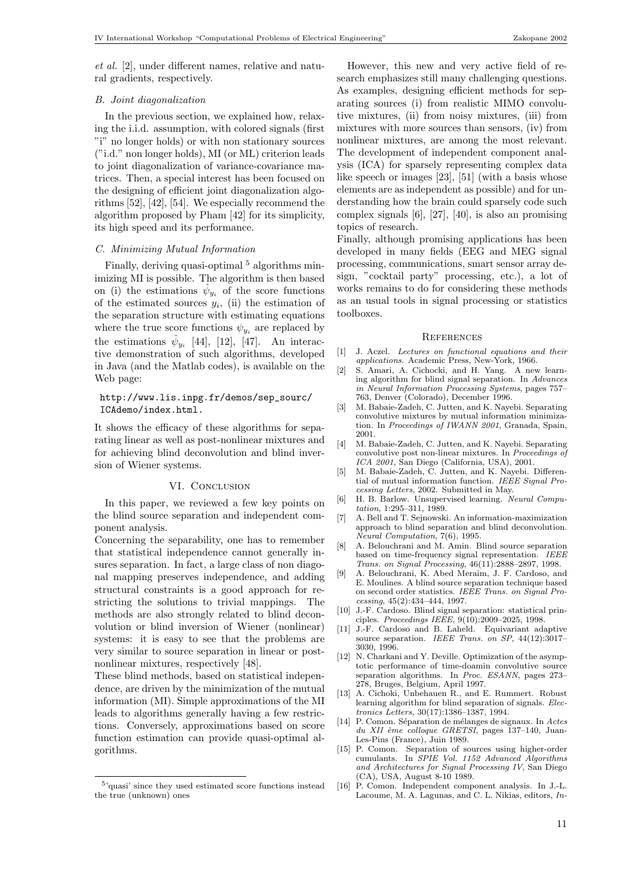*et al.* [2], under different names, relative and natural gradients, respectively.

### *B. Joint diagonalization*

In the previous section, we explained how, relaxing the i.i.d. assumption, with colored signals (first "i" no longer holds) or with non stationary sources ("i.d." non longer holds), MI (or ML) criterion leads to joint diagonalization of variance-covariance matrices. Then, a special interest has been focused on the designing of efficient joint diagonalization algorithms [52], [42], [54]. We especially recommend the algorithm proposed by Pham [42] for its simplicity, its high speed and its performance.

### *C. Minimizing Mutual Information*

Finally, deriving quasi-optimal [5] algorithms minimizing MI is possible. The algorithm is then based on (i) the estimations $\hat{\psi}_{y_i}$ of the score functions of the estimated sources $y_i$, (ii) the estimation of the separation structure with estimating equations where the true score functions $\psi_{y_i}$ are replaced by the estimations $\hat{\psi}_{y_i}$ [44], [12], [47]. An interactive demonstration of such algorithms, developed in Java (and the Matlab codes), is available on the Web page:

http://www.lis.inpg.fr/demos/sep_sourc/ICAdemo/index.html.

It shows the efficacy of these algorithms for separating linear as well as post-nonlinear mixtures and for achieving blind deconvolution and blind inversion of Wiener systems.

## VI. Conclusion

In this paper, we reviewed a few key points on the blind source separation and independent component analysis.

Concerning the separability, one has to remember that statistical independence cannot generally insures separation. In fact, a large class of non diagonal mapping preserves independence, and adding structural constraints is a good approach for restricting the solutions to trivial mappings. The methods are also strongly related to blind deconvolution or blind inversion of Wiener (nonlinear) systems: it is easy to see that the problems are very similar to source separation in linear or post-nonlinear mixtures, respectively [48].

These blind methods, based on statistical independence, are driven by the minimization of the mutual information (MI). Simple approximations of the MI leads to algorithms generally having a few restrictions. Conversely, approximations based on score function estimation can provide quasi-optimal algorithms.

However, this new and very active field of research emphasizes still many challenging questions. As examples, designing efficient methods for separating sources (i) from realistic MIMO convolutive mixtures, (ii) from noisy mixtures, (iii) from mixtures with more sources than sensors, (iv) from nonlinear mixtures, are among the most relevant. The development of independent component analysis (ICA) for sparsely representing complex data like speech or images [23], [51] (with a basis whose elements are as independent as possible) and for understanding how the brain could sparsely code such complex signals [6], [27], [40], is also an promising topics of research.

Finally, although promising applications has been developed in many fields (EEG and MEG signal processing, communications, smart sensor array design, "cocktail party" processing, etc.), a lot of works remains to do for considering these methods as an usual tools in signal processing or statistics toolboxes.

[5] 'quasi' since they used estimated score function instead the true (unknown) ones

## References

[1] J. Aczel. *Lectures on functional equations and their applications.* Academic Press, New-York, 1966.

[2] S. Amari, A. Cichocki, and H. Yang. A new learning algorithm for blind signal separation. In *Advances in Neural Information Processing Systems*, pages 757–763, Denver (Colorado), December 1996.

[3] M. Babaie-Zadeh, C. Jutten, and K. Nayebi. Separating convolutive mixtures by mutual information minimization. In *Proceedings of IWANN 2001*, Granada, Spain, 2001.

[4] M. Babaie-Zadeh, C. Jutten, and K. Nayebi. Separating convolutive post non-linear mixtures. In *Proceedings of ICA 2001*, San Diego (California, USA), 2001.

[5] M. Babaie-Zadeh, C. Jutten, and K. Nayebi. Differential of mutual information function. *IEEE Signal Processing Letters*, 2002. Submitted in May.

[6] H. B. Barlow. Unsupervised learning. *Neural Computation*, 1:295–311, 1989.

[7] A. Bell and T. Sejnowski. An information-maximization approach to blind separation and blind deconvolution. *Neural Computation*, 7(6), 1995.

[8] A. Belouchrani and M. Amin. Blind source separation based on time-frequency signal representation. *IEEE Trans. on Signal Processing*, 46(11):2888–2897, 1998.

[9] A. Belouchrani, K. Abed Meraim, J. F. Cardoso, and E. Moulines. A blind source separation technique based on second order statistics. *IEEE Trans. on Signal Processing*, 45(2):434–444, 1997.

[10] J.-F. Cardoso. Blind signal separation: statistical principles. *Proceedings IEEE*, 9(10):2009–2025, 1998.

[11] J.-F. Cardoso and B. Laheld. Equivariant adaptive source separation. *IEEE Trans. on SP*, 44(12):3017–3030, 1996.

[12] N. Charkani and Y. Deville. Optimization of the asymptotic performance of time-doamin convolutive source separation algorithms. In *Proc. ESANN*, pages 273–278, Bruges, Belgium, April 1997.

[13] A. Cichoki, Unbehauen R., and E. Rummert. Robust learning algorithm for blind separation of signals. *Electronics Letters*, 30(17):1386–1387, 1994.

[14] P. Comon. Séparation de mélanges de signaux. In *Actes du XII ème colloque GRETSI*, pages 137–140, Juan-Les-Pins (France), Juin 1989.

[15] P. Comon. Separation of sources using higher-order cumulants. In *SPIE Vol. 1152 Advanced Algorithms and Architectures for Signal Processing IV*, San Diego (CA), USA, August 8-10 1989.

[16] P. Comon. Independent component analysis. In J.-L. Lacoume, M. A. Lagunas, and C. L. Nikias, editors, *In-*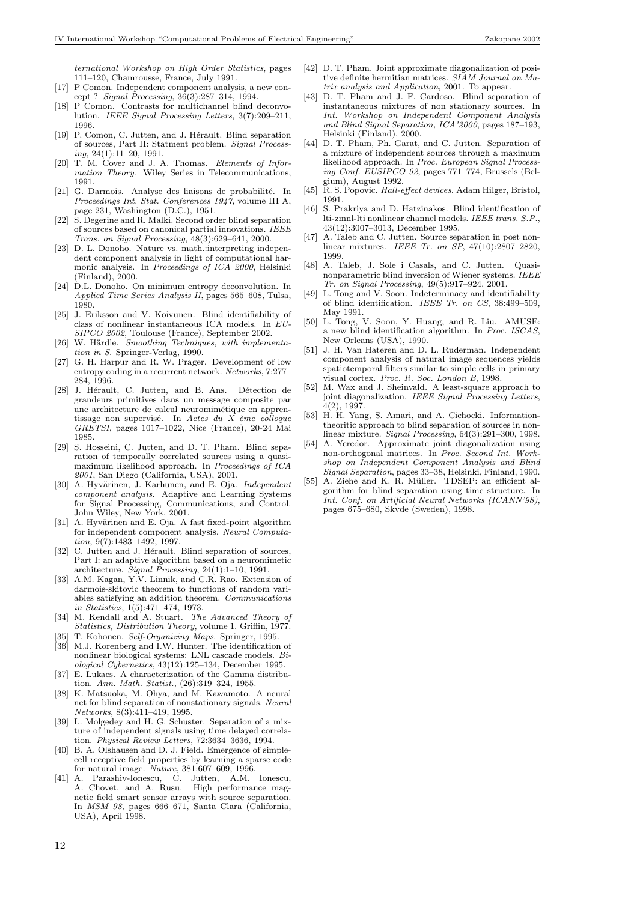ternational Workshop on High Order Statistics, pages 111–120, Chamrousse, France, July 1991.

[17] P Comon. Independent component analysis, a new concept ? *Signal Processing*, 36(3):287–314, 1994.

[18] P Comon. Contrasts for multichannel blind deconvolution. *IEEE Signal Processing Letters*, 3(7):209–211, 1996.

[19] P. Comon, C. Jutten, and J. Hérault. Blind separation of sources, Part II: Statment problem. *Signal Processing*, 24(1):11–20, 1991.

[20] T. M. Cover and J. A. Thomas. *Elements of Information Theory*. Wiley Series in Telecommunications, 1991.

[21] G. Darmois. Analyse des liaisons de probabilité. In *Proceedings Int. Stat. Conferences 1947*, volume III A, page 231, Washington (D.C.), 1951.

[22] S. Degerine and R. Malki. Second order blind separation of sources based on canonical partial innovations. *IEEE Trans. on Signal Processing*, 48(3):629–641, 2000.

[23] D. L. Donoho. Nature vs. math.:interpreting independent component analysis in light of computational harmonic analysis. In *Proceedings of ICA 2000*, Helsinki (Finland), 2000.

[24] D.L. Donoho. On minimum entropy deconvolution. In *Applied Time Series Analysis II*, pages 565–608, Tulsa, 1980.

[25] J. Eriksson and V. Koivunen. Blind identifiability of class of nonlinear instantaneous ICA models. In *EUSIPCO 2002*, Toulouse (France), September 2002.

[26] W. Härdle. *Smoothing Techniques, with implementation in S*. Springer-Verlag, 1990.

[27] G. H. Harpur and R. W. Prager. Development of low entropy coding in a recurrent network. *Networks*, 7:277–284, 1996.

[28] J. Hérault, C. Jutten, and B. Ans. Détection de grandeurs primitives dans un message composite par une architecture de calcul neuromimétique en apprentissage non supervisé. In *Actes du X ème colloque GRETSI*, pages 1017–1022, Nice (France), 20-24 Mai 1985.

[29] S. Hosseini, C. Jutten, and D. T. Pham. Blind separation of temporally correlated sources using a quasi-maximum likelihood approach. In *Proceedings of ICA 2001*, San Diego (California, USA), 2001.

[30] A. Hyvärinen, J. Karhunen, and E. Oja. *Independent component analysis*. Adaptive and Learning Systems for Signal Processing, Communications, and Control. John Wiley, New York, 2001.

[31] A. Hyvärinen and E. Oja. A fast fixed-point algorithm for independent component analysis. *Neural Computation*, 9(7):1483–1492, 1997.

[32] C. Jutten and J. Hérault. Blind separation of sources, Part I: an adaptive algorithm based on a neuromimetic architecture. *Signal Processing*, 24(1):1–10, 1991.

[33] A.M. Kagan, Y.V. Linnik, and C.R. Rao. Extension of darmois-skitovic theorem to functions of random variables satisfying an addition theorem. *Communications in Statistics*, 1(5):471–474, 1973.

[34] M. Kendall and A. Stuart. *The Advanced Theory of Statistics, Distribution Theory*, volume 1. Griffin, 1977.

[35] T. Kohonen. *Self-Organizing Maps*. Springer, 1995.

[36] M.J. Korenberg and I.W. Hunter. The identification of nonlinear biological systems: LNL cascade models. *Biological Cybernetics*, 43(12):125–134, December 1995.

[37] E. Lukacs. A characterization of the Gamma distribution. *Ann. Math. Statist.*, (26):319–324, 1955.

[38] K. Matsuoka, M. Ohya, and M. Kawamoto. A neural net for blind separation of nonstationary signals. *Neural Networks*, 8(3):411–419, 1995.

[39] L. Molgedey and H. G. Schuster. Separation of a mixture of independent signals using time delayed correlation. *Physical Review Letters*, 72:3634–3636, 1994.

[40] B. A. Olshausen and D. J. Field. Emergence of simple-cell receptive field properties by learning a sparse code for natural image. *Nature*, 381:607–609, 1996.

[41] A. Parashiv-Ionescu, C. Jutten, A.M. Ionescu, A. Chovet, and A. Rusu. High performance magnetic field smart sensor arrays with source separation. In *MSM 98*, pages 666–671, Santa Clara (California, USA), April 1998.

[42] D. T. Pham. Joint approximate diagonalization of positive definite hermitian matrices. *SIAM Journal on Matrix analysis and Application*, 2001. To appear.

[43] D. T. Pham and J. F. Cardoso. Blind separation of instantaneous mixtures of non stationary sources. In *Int. Workshop on Independent Component Analysis and Blind Signal Separation, ICA'2000*, pages 187–193, Helsinki (Finland), 2000.

[44] D. T. Pham, Ph. Garat, and C. Jutten. Separation of a mixture of independent sources through a maximum likelihood approach. In *Proc. European Signal Processing Conf. EUSIPCO 92*, pages 771–774, Brussels (Belgium), August 1992.

[45] R. S. Popovic. *Hall-effect devices*. Adam Hilger, Bristol, 1991.

[46] S. Prakriya and D. Hatzinakos. Blind identification of lti-zmnl-lti nonlinear channel models. *IEEE trans. S.P.*, 43(12):3007–3013, December 1995.

[47] A. Taleb and C. Jutten. Source separation in post nonlinear mixtures. *IEEE Tr. on SP*, 47(10):2807–2820, 1999.

[48] A. Taleb, J. Sole i Casals, and C. Jutten. Quasi-nonparametric blind inversion of Wiener systems. *IEEE Tr. on Signal Processing*, 49(5):917–924, 2001.

[49] L. Tong and V. Soon. Indeterminacy and identifiability of blind identification. *IEEE Tr. on CS*, 38:499–509, May 1991.

[50] L. Tong, V. Soon, Y. Huang, and R. Liu. AMUSE: a new blind identification algorithm. In *Proc. ISCAS*, New Orleans (USA), 1990.

[51] J. H. Van Hateren and D. L. Ruderman. Independent component analysis of natural image sequences yields spatiotemporal filters similar to simple cells in primary visual cortex. *Proc. R. Soc. London B*, 1998.

[52] M. Wax and J. Sheinvald. A least-square approach to joint diagonalization. *IEEE Signal Processing Letters*, 4(2), 1997.

[53] H. H. Yang, S. Amari, and A. Cichocki. Information-theoritic approach to blind separation of sources in nonlinear mixture. *Signal Processing*, 64(3):291–300, 1998.

[54] A. Yeredor. Approximate joint diagonalization using non-orthogonal matrices. In *Proc. Second Int. Workshop on Independent Component Analysis and Blind Signal Separation*, pages 33–38, Helsinki, Finland, 1990.

[55] A. Ziehe and K. R. Müller. TDSEP: an efficient algorithm for blind separation using time structure. In *Int. Conf. on Artificial Neural Networks (ICANN'98)*, pages 675–680, Skvde (Sweden), 1998.